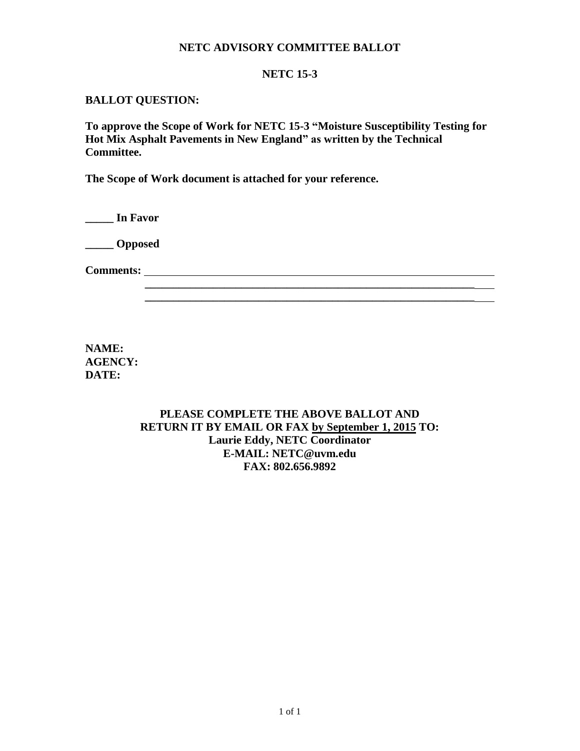**NETC ADVISORY COMMITTEE BALLOT**

**NETC 15-3**

**BALLOT QUESTION:**

**To approve the Scope of Work for NETC 15-3 "Moisture Susceptibility Testing for Hot Mix Asphalt Pavements in New England" as written by the Technical Committee.**

**The Scope of Work document is attached for your reference.**

**_____ In Favor**

**_____ Opposed**

**Comments:** ____________________________________________________________
____________________________________________________________
____________________________________________________________

**NAME:**
**AGENCY:**
**DATE:**

**PLEASE COMPLETE THE ABOVE BALLOT AND RETURN IT BY EMAIL OR FAX by September 1, 2015 TO:**
**Laurie Eddy, NETC Coordinator**
**E-MAIL: NETC@uvm.edu**
**FAX: 802.656.9892**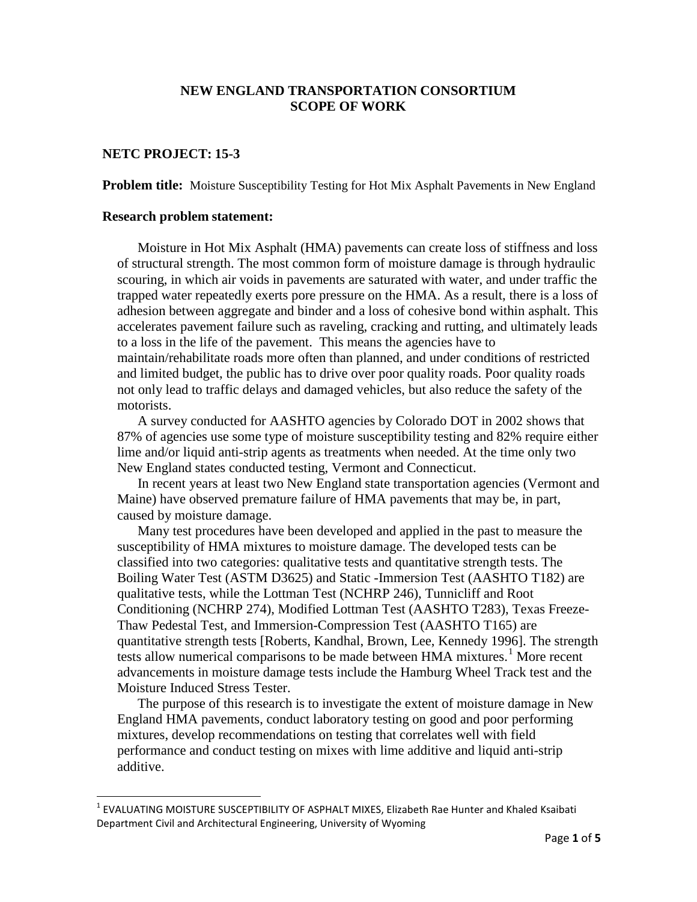# NEW ENGLAND TRANSPORTATION CONSORTIUM
# SCOPE OF WORK

## NETC PROJECT: 15-3

**Problem title:** Moisture Susceptibility Testing for Hot Mix Asphalt Pavements in New England

### Research problem statement:

Moisture in Hot Mix Asphalt (HMA) pavements can create loss of stiffness and loss of structural strength. The most common form of moisture damage is through hydraulic scouring, in which air voids in pavements are saturated with water, and under traffic the trapped water repeatedly exerts pore pressure on the HMA. As a result, there is a loss of adhesion between aggregate and binder and a loss of cohesive bond within asphalt. This accelerates pavement failure such as raveling, cracking and rutting, and ultimately leads to a loss in the life of the pavement. This means the agencies have to maintain/rehabilitate roads more often than planned, and under conditions of restricted and limited budget, the public has to drive over poor quality roads. Poor quality roads not only lead to traffic delays and damaged vehicles, but also reduce the safety of the motorists.

A survey conducted for AASHTO agencies by Colorado DOT in 2002 shows that 87% of agencies use some type of moisture susceptibility testing and 82% require either lime and/or liquid anti-strip agents as treatments when needed. At the time only two New England states conducted testing, Vermont and Connecticut.

In recent years at least two New England state transportation agencies (Vermont and Maine) have observed premature failure of HMA pavements that may be, in part, caused by moisture damage.

Many test procedures have been developed and applied in the past to measure the susceptibility of HMA mixtures to moisture damage. The developed tests can be classified into two categories: qualitative tests and quantitative strength tests. The Boiling Water Test (ASTM D3625) and Static -Immersion Test (AASHTO T182) are qualitative tests, while the Lottman Test (NCHRP 246), Tunnicliff and Root Conditioning (NCHRP 274), Modified Lottman Test (AASHTO T283), Texas Freeze-Thaw Pedestal Test, and Immersion-Compression Test (AASHTO T165) are quantitative strength tests [Roberts, Kandhal, Brown, Lee, Kennedy 1996]. The strength tests allow numerical comparisons to be made between HMA mixtures.[1] More recent advancements in moisture damage tests include the Hamburg Wheel Track test and the Moisture Induced Stress Tester.

The purpose of this research is to investigate the extent of moisture damage in New England HMA pavements, conduct laboratory testing on good and poor performing mixtures, develop recommendations on testing that correlates well with field performance and conduct testing on mixes with lime additive and liquid anti-strip additive.

---

[1] EVALUATING MOISTURE SUSCEPTIBILITY OF ASPHALT MIXES, Elizabeth Rae Hunter and Khaled Ksaibati Department Civil and Architectural Engineering, University of Wyoming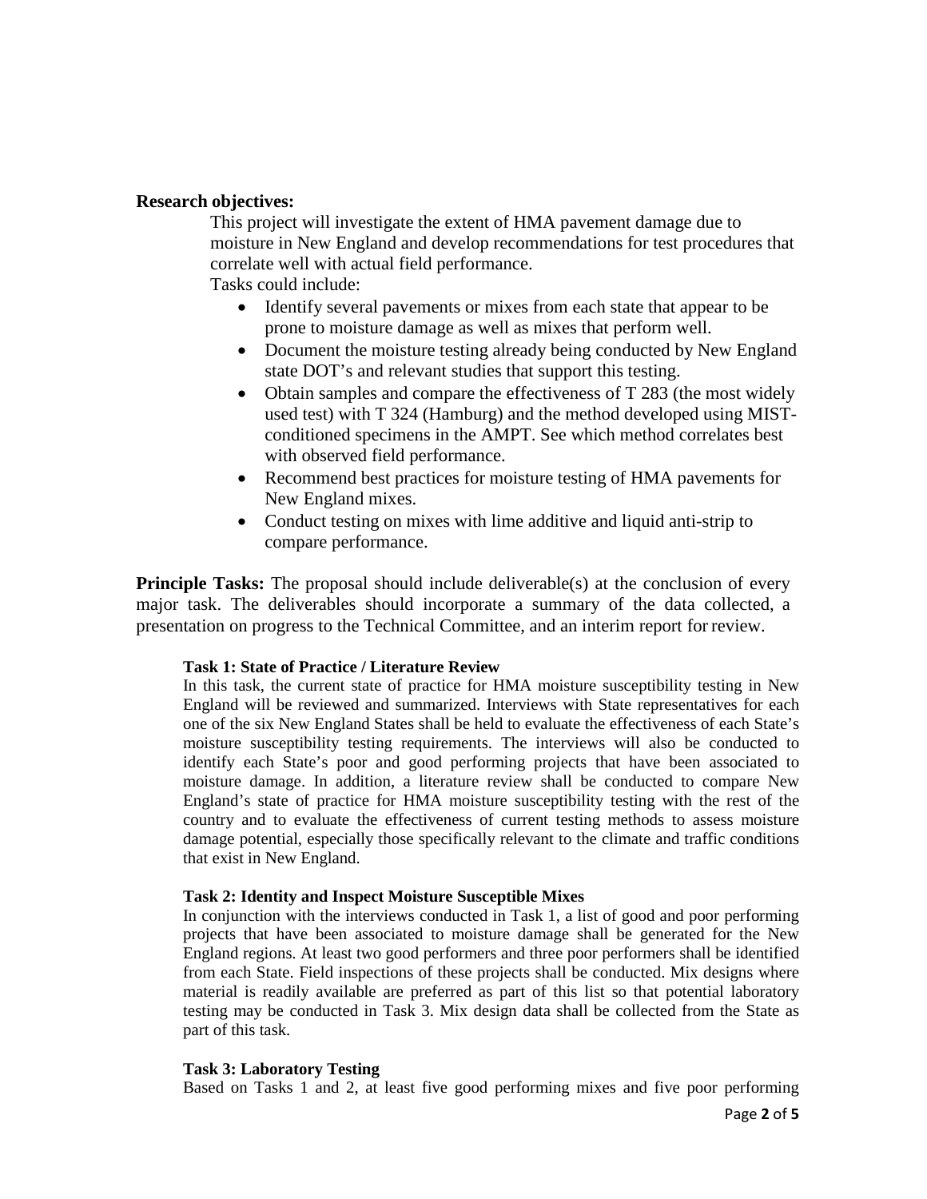**Research objectives:**

This project will investigate the extent of HMA pavement damage due to moisture in New England and develop recommendations for test procedures that correlate well with actual field performance.

Tasks could include:

- Identify several pavements or mixes from each state that appear to be prone to moisture damage as well as mixes that perform well.
- Document the moisture testing already being conducted by New England state DOT's and relevant studies that support this testing.
- Obtain samples and compare the effectiveness of T 283 (the most widely used test) with T 324 (Hamburg) and the method developed using MIST-conditioned specimens in the AMPT. See which method correlates best with observed field performance.
- Recommend best practices for moisture testing of HMA pavements for New England mixes.
- Conduct testing on mixes with lime additive and liquid anti-strip to compare performance.

**Principle Tasks:** The proposal should include deliverable(s) at the conclusion of every major task. The deliverables should incorporate a summary of the data collected, a presentation on progress to the Technical Committee, and an interim report for review.

**Task 1: State of Practice / Literature Review**

In this task, the current state of practice for HMA moisture susceptibility testing in New England will be reviewed and summarized. Interviews with State representatives for each one of the six New England States shall be held to evaluate the effectiveness of each State's moisture susceptibility testing requirements. The interviews will also be conducted to identify each State's poor and good performing projects that have been associated to moisture damage. In addition, a literature review shall be conducted to compare New England's state of practice for HMA moisture susceptibility testing with the rest of the country and to evaluate the effectiveness of current testing methods to assess moisture damage potential, especially those specifically relevant to the climate and traffic conditions that exist in New England.

**Task 2: Identity and Inspect Moisture Susceptible Mixes**

In conjunction with the interviews conducted in Task 1, a list of good and poor performing projects that have been associated to moisture damage shall be generated for the New England regions. At least two good performers and three poor performers shall be identified from each State. Field inspections of these projects shall be conducted. Mix designs where material is readily available are preferred as part of this list so that potential laboratory testing may be conducted in Task 3. Mix design data shall be collected from the State as part of this task.

**Task 3: Laboratory Testing**

Based on Tasks 1 and 2, at least five good performing mixes and five poor performing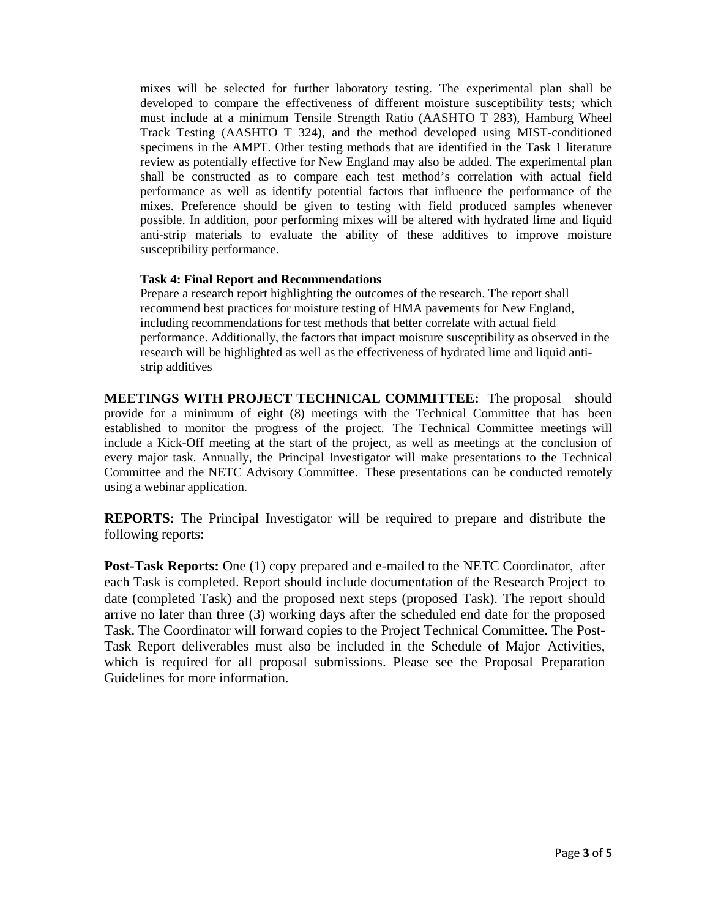mixes will be selected for further laboratory testing. The experimental plan shall be developed to compare the effectiveness of different moisture susceptibility tests; which must include at a minimum Tensile Strength Ratio (AASHTO T 283), Hamburg Wheel Track Testing (AASHTO T 324), and the method developed using MIST-conditioned specimens in the AMPT. Other testing methods that are identified in the Task 1 literature review as potentially effective for New England may also be added. The experimental plan shall be constructed as to compare each test method's correlation with actual field performance as well as identify potential factors that influence the performance of the mixes. Preference should be given to testing with field produced samples whenever possible. In addition, poor performing mixes will be altered with hydrated lime and liquid anti-strip materials to evaluate the ability of these additives to improve moisture susceptibility performance.

**Task 4: Final Report and Recommendations**

Prepare a research report highlighting the outcomes of the research. The report shall recommend best practices for moisture testing of HMA pavements for New England, including recommendations for test methods that better correlate with actual field performance. Additionally, the factors that impact moisture susceptibility as observed in the research will be highlighted as well as the effectiveness of hydrated lime and liquid anti-strip additives

**MEETINGS WITH PROJECT TECHNICAL COMMITTEE:** The proposal should provide for a minimum of eight (8) meetings with the Technical Committee that has been established to monitor the progress of the project. The Technical Committee meetings will include a Kick-Off meeting at the start of the project, as well as meetings at the conclusion of every major task. Annually, the Principal Investigator will make presentations to the Technical Committee and the NETC Advisory Committee. These presentations can be conducted remotely using a webinar application.

**REPORTS:** The Principal Investigator will be required to prepare and distribute the following reports:

**Post-Task Reports:** One (1) copy prepared and e-mailed to the NETC Coordinator, after each Task is completed. Report should include documentation of the Research Project to date (completed Task) and the proposed next steps (proposed Task). The report should arrive no later than three (3) working days after the scheduled end date for the proposed Task. The Coordinator will forward copies to the Project Technical Committee. The Post-Task Report deliverables must also be included in the Schedule of Major Activities, which is required for all proposal submissions. Please see the Proposal Preparation Guidelines for more information.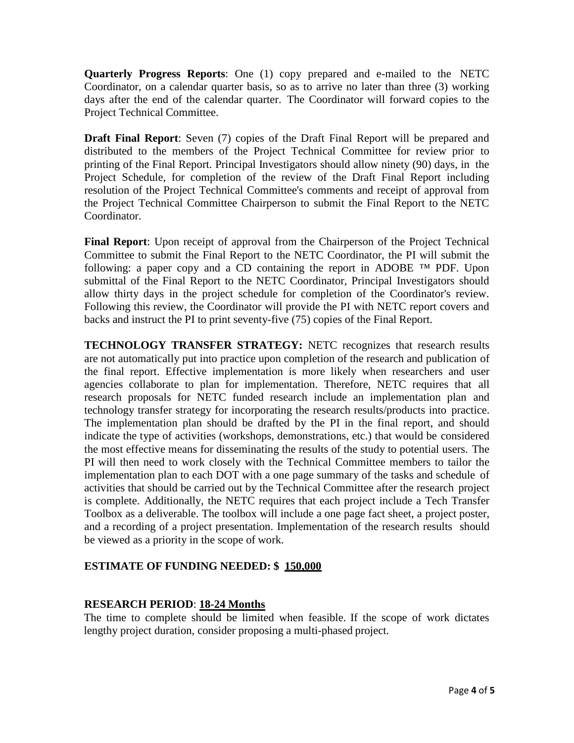**Quarterly Progress Reports**: One (1) copy prepared and e-mailed to the NETC Coordinator, on a calendar quarter basis, so as to arrive no later than three (3) working days after the end of the calendar quarter. The Coordinator will forward copies to the Project Technical Committee.

**Draft Final Report**: Seven (7) copies of the Draft Final Report will be prepared and distributed to the members of the Project Technical Committee for review prior to printing of the Final Report. Principal Investigators should allow ninety (90) days, in the Project Schedule, for completion of the review of the Draft Final Report including resolution of the Project Technical Committee's comments and receipt of approval from the Project Technical Committee Chairperson to submit the Final Report to the NETC Coordinator.

**Final Report**: Upon receipt of approval from the Chairperson of the Project Technical Committee to submit the Final Report to the NETC Coordinator, the PI will submit the following: a paper copy and a CD containing the report in ADOBE ™ PDF. Upon submittal of the Final Report to the NETC Coordinator, Principal Investigators should allow thirty days in the project schedule for completion of the Coordinator's review. Following this review, the Coordinator will provide the PI with NETC report covers and backs and instruct the PI to print seventy-five (75) copies of the Final Report.

**TECHNOLOGY TRANSFER STRATEGY:** NETC recognizes that research results are not automatically put into practice upon completion of the research and publication of the final report. Effective implementation is more likely when researchers and user agencies collaborate to plan for implementation. Therefore, NETC requires that all research proposals for NETC funded research include an implementation plan and technology transfer strategy for incorporating the research results/products into practice. The implementation plan should be drafted by the PI in the final report, and should indicate the type of activities (workshops, demonstrations, etc.) that would be considered the most effective means for disseminating the results of the study to potential users. The PI will then need to work closely with the Technical Committee members to tailor the implementation plan to each DOT with a one page summary of the tasks and schedule of activities that should be carried out by the Technical Committee after the research project is complete. Additionally, the NETC requires that each project include a Tech Transfer Toolbox as a deliverable. The toolbox will include a one page fact sheet, a project poster, and a recording of a project presentation. Implementation of the research results should be viewed as a priority in the scope of work.

**ESTIMATE OF FUNDING NEEDED: $ 150,000**

**RESEARCH PERIOD**: **18-24 Months**

The time to complete should be limited when feasible. If the scope of work dictates lengthy project duration, consider proposing a multi-phased project.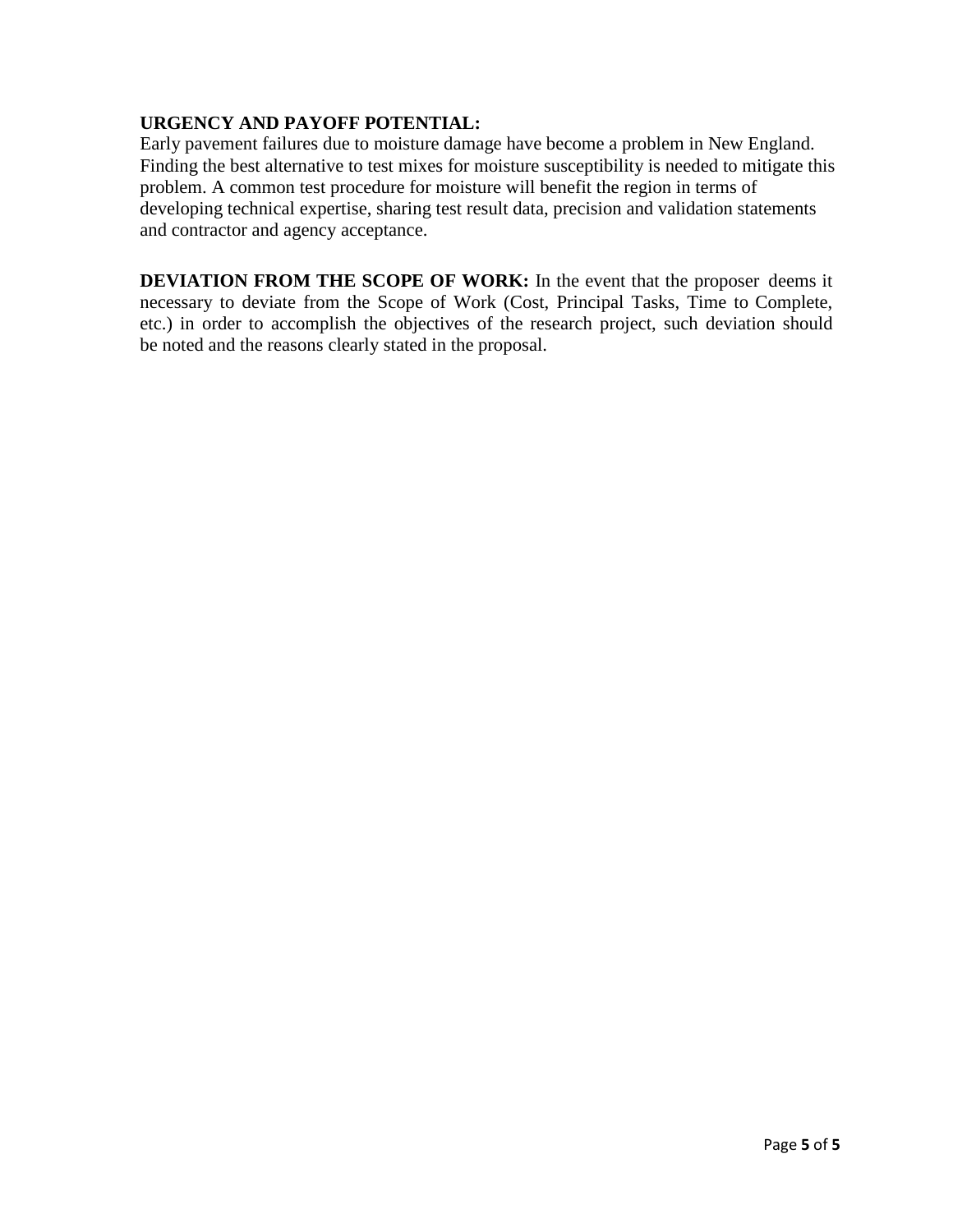**URGENCY AND PAYOFF POTENTIAL:**
Early pavement failures due to moisture damage have become a problem in New England. Finding the best alternative to test mixes for moisture susceptibility is needed to mitigate this problem. A common test procedure for moisture will benefit the region in terms of developing technical expertise, sharing test result data, precision and validation statements and contractor and agency acceptance.

**DEVIATION FROM THE SCOPE OF WORK:** In the event that the proposer deems it necessary to deviate from the Scope of Work (Cost, Principal Tasks, Time to Complete, etc.) in order to accomplish the objectives of the research project, such deviation should be noted and the reasons clearly stated in the proposal.